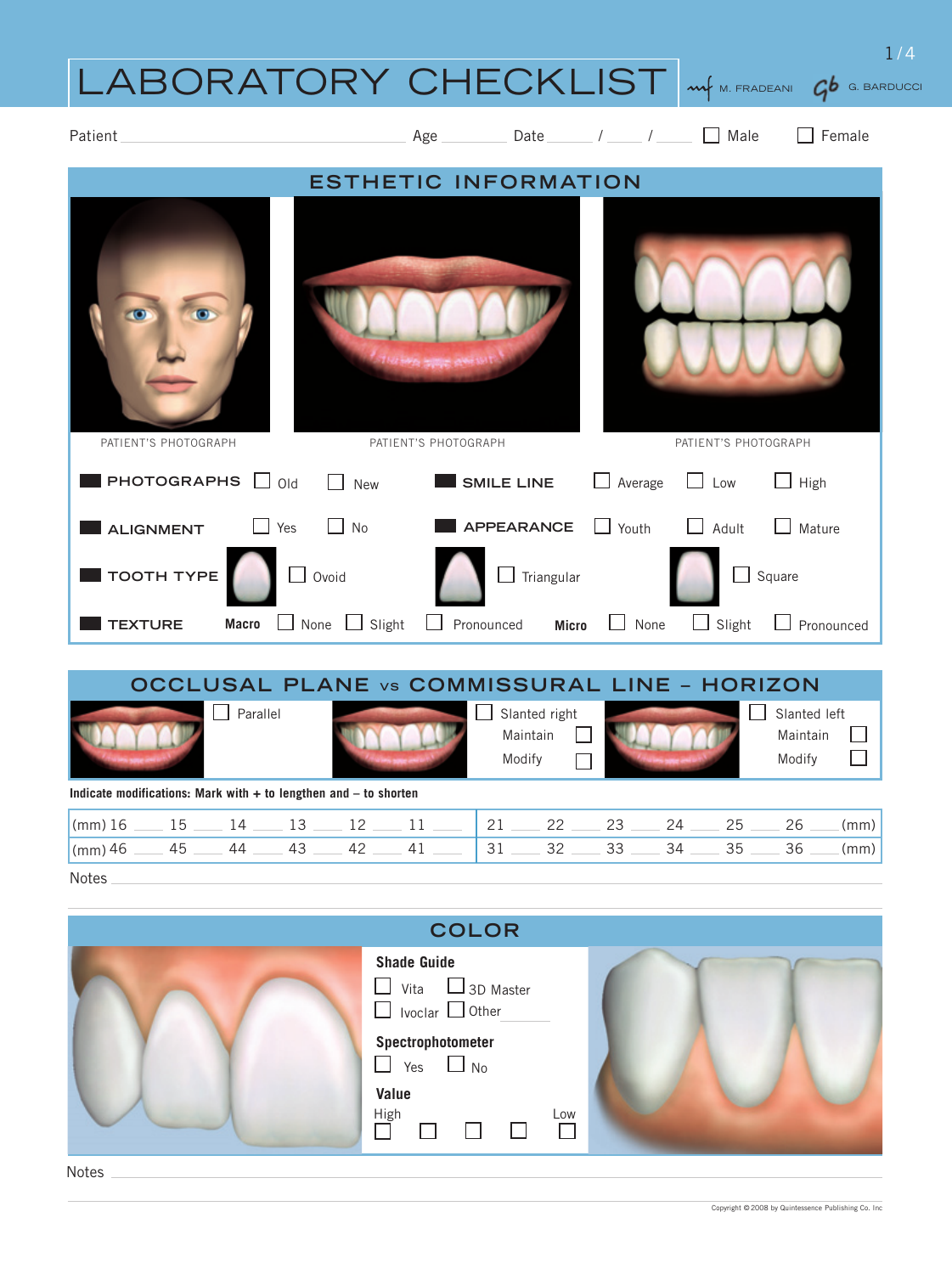# LABORATORY CHECKLIST

M. FRADEANI  G. BARDUCCI

Patient ______________________ Age ________ Date ____ / ____ / ____ ☐ Male ☐ Female

## ESTHETIC INFORMATION

PATIENT'S PHOTOGRAPH PATIENT'S PHOTOGRAPH PATIENT'S PHOTOGRAPH

**PHOTOGRAPHS** ☐ Old ☐ New

**SMILE LINE** ☐ Average ☐ Low ☐ High

**ALIGNMENT** ☐ Yes ☐ No

**APPEARANCE** ☐ Youth ☐ Adult ☐ Mature

**TOOTH TYPE** ☐ Ovoid ☐ Triangular ☐ Square

**TEXTURE** **Macro** ☐ None ☐ Slight ☐ Pronounced **Micro** ☐ None ☐ Slight ☐ Pronounced

## OCCLUSAL PLANE vs COMMISSURAL LINE – HORIZON

☐ Parallel

☐ Slanted right — Maintain ☐ Modify ☐

☐ Slanted left — Maintain ☐ Modify ☐

**Indicate modifications: Mark with + to lengthen and – to shorten**

| (mm) 16 ___ 15 ___ 14 ___ 13 ___ 12 ___ 11 ___ | 21 ___ 22 ___ 23 ___ 24 ___ 25 ___ 26 ___ (mm) |
|---|---|
| (mm) 46 ___ 45 ___ 44 ___ 43 ___ 42 ___ 41 ___ | 31 ___ 32 ___ 33 ___ 34 ___ 35 ___ 36 ___ (mm) |

Notes ______________________________

## COLOR

**Shade Guide**

☐ Vita ☐ 3D Master

☐ Ivoclar ☐ Other ________

**Spectrophotometer**

☐ Yes ☐ No

**Value**

High ☐ ☐ ☐ ☐ ☐ Low

Notes ______________________________

Copyright © 2008 by Quintessence Publishing Co. Inc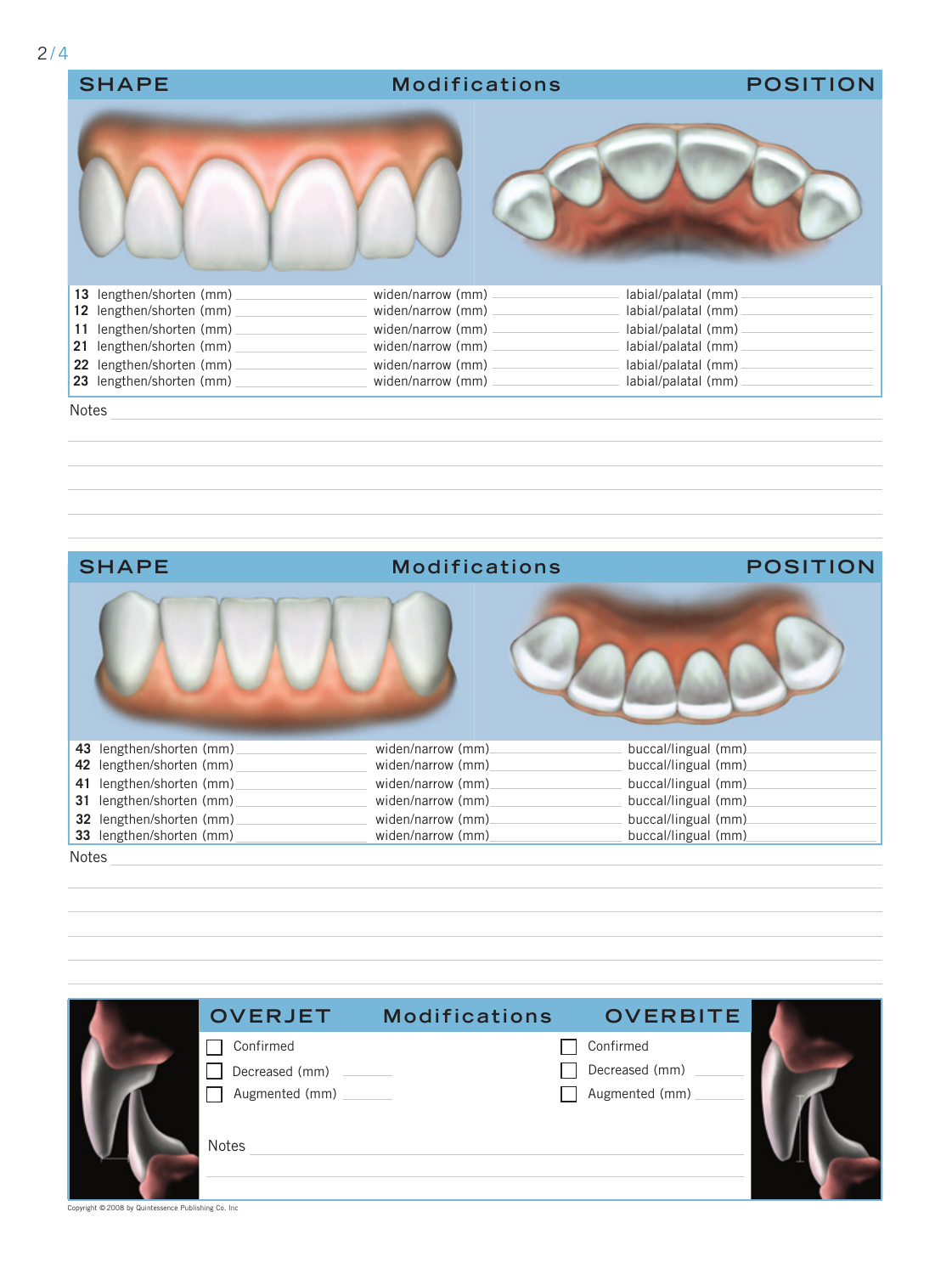## SHAPE — Modifications — POSITION

| Tooth | Shape | | Position |
|---|---|---|---|
| 13 | lengthen/shorten (mm) | widen/narrow (mm) | labial/palatal (mm) |
| 12 | lengthen/shorten (mm) | widen/narrow (mm) | labial/palatal (mm) |
| 11 | lengthen/shorten (mm) | widen/narrow (mm) | labial/palatal (mm) |
| 21 | lengthen/shorten (mm) | widen/narrow (mm) | labial/palatal (mm) |
| 22 | lengthen/shorten (mm) | widen/narrow (mm) | labial/palatal (mm) |
| 23 | lengthen/shorten (mm) | widen/narrow (mm) | labial/palatal (mm) |

Notes

## SHAPE — Modifications — POSITION

| Tooth | Shape | | Position |
|---|---|---|---|
| 43 | lengthen/shorten (mm) | widen/narrow (mm) | buccal/lingual (mm) |
| 42 | lengthen/shorten (mm) | widen/narrow (mm) | buccal/lingual (mm) |
| 41 | lengthen/shorten (mm) | widen/narrow (mm) | buccal/lingual (mm) |
| 31 | lengthen/shorten (mm) | widen/narrow (mm) | buccal/lingual (mm) |
| 32 | lengthen/shorten (mm) | widen/narrow (mm) | buccal/lingual (mm) |
| 33 | lengthen/shorten (mm) | widen/narrow (mm) | buccal/lingual (mm) |

Notes

## OVERJET — Modifications — OVERBITE

| OVERJET | OVERBITE |
|---|---|
| ☐ Confirmed | ☐ Confirmed |
| ☐ Decreased (mm) | ☐ Decreased (mm) |
| ☐ Augmented (mm) | ☐ Augmented (mm) |

Notes

Copyright © 2008 by Quintessence Publishing Co. Inc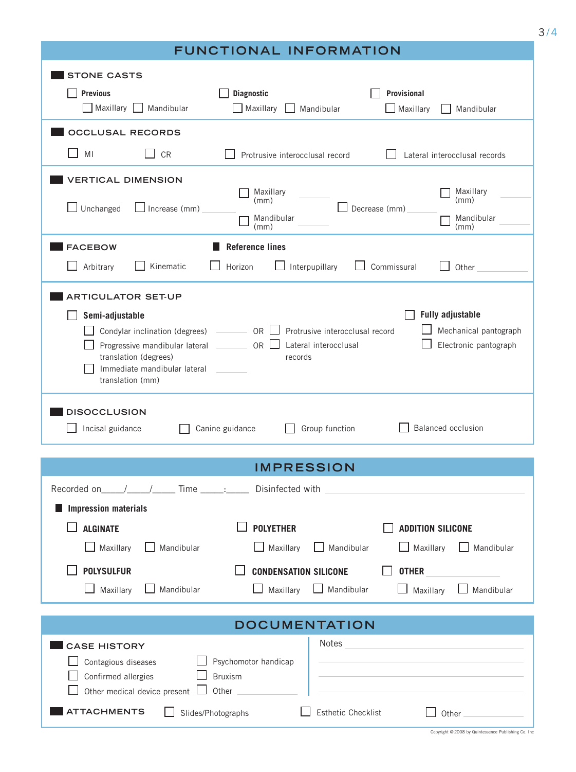# FUNCTIONAL INFORMATION

## STONE CASTS

- [ ] **Previous**
  - [ ] Maxillary
  - [ ] Mandibular
- [ ] **Diagnostic**
  - [ ] Maxillary
  - [ ] Mandibular
- [ ] **Provisional**
  - [ ] Maxillary
  - [ ] Mandibular

## OCCLUSAL RECORDS

- [ ] MI
- [ ] CR
- [ ] Protrusive interocclusal record
- [ ] Lateral interocclusal records

## VERTICAL DIMENSION

- [ ] Unchanged
- [ ] Increase (mm) ______
  - [ ] Maxillary (mm) ______
  - [ ] Mandibular (mm) ______
- [ ] Decrease (mm) ______
  - [ ] Maxillary (mm) ______
  - [ ] Mandibular (mm) ______

## FACEBOW

- [ ] Arbitrary
- [ ] Kinematic

**Reference lines**

- [ ] Horizon
- [ ] Interpupillary
- [ ] Commissural
- [ ] Other ______

## ARTICULATOR SET-UP

- [ ] **Semi-adjustable**
  - [ ] Condylar inclination (degrees) ______ OR [ ] Protrusive interocclusal record
  - [ ] Progressive mandibular lateral translation (degrees) ______ OR [ ] Lateral interocclusal records
  - [ ] Immediate mandibular lateral translation (mm) ______
- [ ] **Fully adjustable**
  - [ ] Mechanical pantograph
  - [ ] Electronic pantograph

## DISOCCLUSION

- [ ] Incisal guidance
- [ ] Canine guidance
- [ ] Group function
- [ ] Balanced occlusion

# IMPRESSION

Recorded on____/____/_____ Time _____:_____ Disinfected with ______________________

**Impression materials**

- [ ] **ALGINATE**
  - [ ] Maxillary
  - [ ] Mandibular
- [ ] **POLYETHER**
  - [ ] Maxillary
  - [ ] Mandibular
- [ ] **ADDITION SILICONE**
  - [ ] Maxillary
  - [ ] Mandibular
- [ ] **POLYSULFUR**
  - [ ] Maxillary
  - [ ] Mandibular
- [ ] **CONDENSATION SILICONE**
  - [ ] Maxillary
  - [ ] Mandibular
- [ ] **OTHER** ______
  - [ ] Maxillary
  - [ ] Mandibular

# DOCUMENTATION

## CASE HISTORY

- [ ] Contagious diseases
- [ ] Confirmed allergies
- [ ] Other medical device present
- [ ] Psychomotor handicap
- [ ] Bruxism
- [ ] Other ______

Notes ______________________

## ATTACHMENTS

- [ ] Slides/Photographs
- [ ] Esthetic Checklist
- [ ] Other ______

Copyright © 2008 by Quintessence Publishing Co. Inc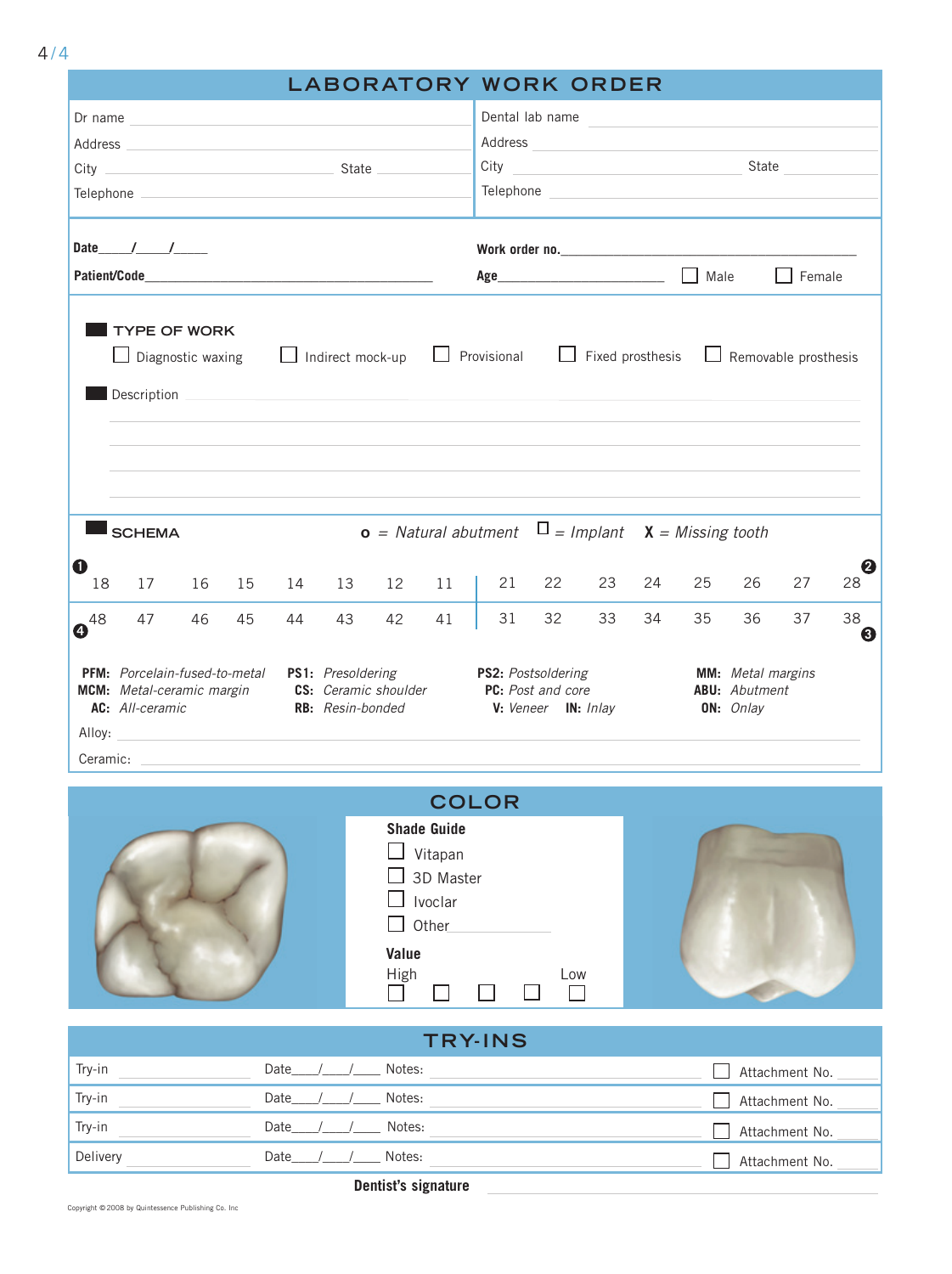# LABORATORY WORK ORDER

Dr name ______________________
Address ______________________
City ______________________ State ______
Telephone ______________________

Dental lab name ______________________
Address ______________________
City ______________________ State ______
Telephone ______________________

**Date**____/____/____

**Patient/Code**______________________

**Work order no.**______________________

**Age**____________ ☐ Male ☐ Female

## TYPE OF WORK

☐ Diagnostic waxing ☐ Indirect mock-up ☐ Provisional ☐ Fixed prosthesis ☐ Removable prosthesis

**Description** ______________________

## SCHEMA

**o** = *Natural abutment* ☐ = *Implant* **X** = *Missing tooth*

| ❶ | | | | | | | | | | | | | | | ❷ |
|---|---|---|---|---|---|---|---|---|---|---|---|---|---|---|---|
| 18 | 17 | 16 | 15 | 14 | 13 | 12 | 11 | 21 | 22 | 23 | 24 | 25 | 26 | 27 | 28 |
| 48 | 47 | 46 | 45 | 44 | 43 | 42 | 41 | 31 | 32 | 33 | 34 | 35 | 36 | 37 | 38 |
| ❹ | | | | | | | | | | | | | | | ❸ |

**PFM:** *Porcelain-fused-to-metal*
**MCM:** *Metal-ceramic margin*
**AC:** *All-ceramic*
**PS1:** *Presoldering*
**CS:** *Ceramic shoulder*
**RB:** *Resin-bonded*
**PS2:** *Postsoldering*
**PC:** *Post and core*
**V:** *Veneer* **IN:** *Inlay*
**MM:** *Metal margins*
**ABU:** *Abutment*
**ON:** *Onlay*

Alloy: ______________________

Ceramic: ______________________

## COLOR

**Shade Guide**

☐ Vitapan
☐ 3D Master
☐ Ivoclar
☐ Other ____________

**Value**

High ☐ ☐ ☐ ☐ ☐ Low

## TRY-INS

| | | | |
|---|---|---|---|
| Try-in ____________ | Date____/____/____ | Notes: ____________ | ☐ Attachment No. ______ |
| Try-in ____________ | Date____/____/____ | Notes: ____________ | ☐ Attachment No. ______ |
| Try-in ____________ | Date____/____/____ | Notes: ____________ | ☐ Attachment No. ______ |
| Delivery ____________ | Date____/____/____ | Notes: ____________ | ☐ Attachment No. ______ |

**Dentist's signature** ______________________

Copyright © 2008 by Quintessence Publishing Co. Inc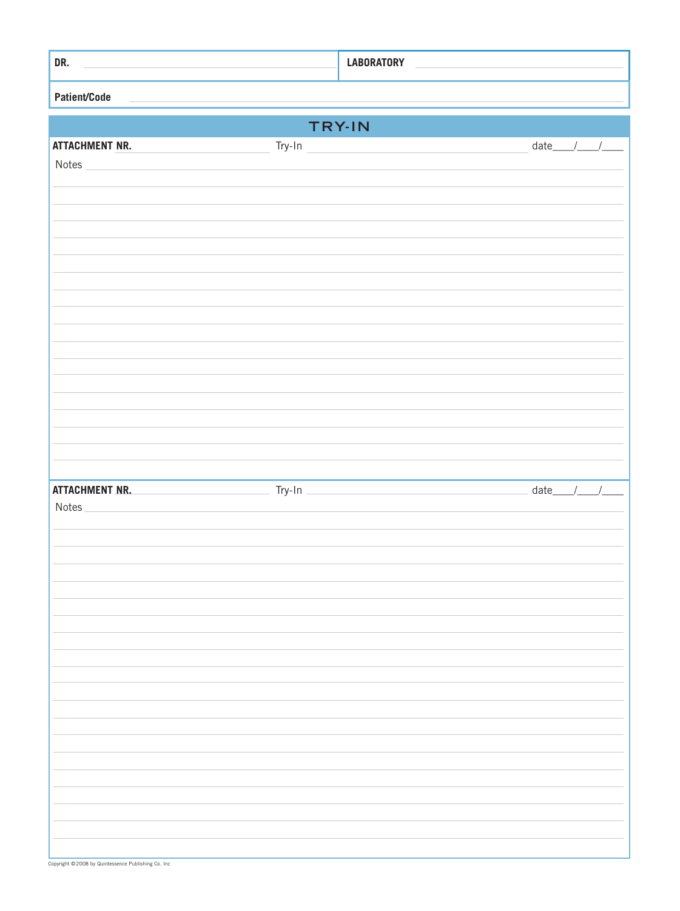| DR. | LABORATORY |
|---|---|
| Patient/Code | |

## TRY-IN

**ATTACHMENT NR.** ____________ Try-In ____________ date\_\_\_\_/\_\_\_\_/\_\_\_\_

Notes

**ATTACHMENT NR.** ____________ Try-In ____________ date\_\_\_\_/\_\_\_\_/\_\_\_\_

Notes

Copyright ©2008 by Quintessence Publishing Co. Inc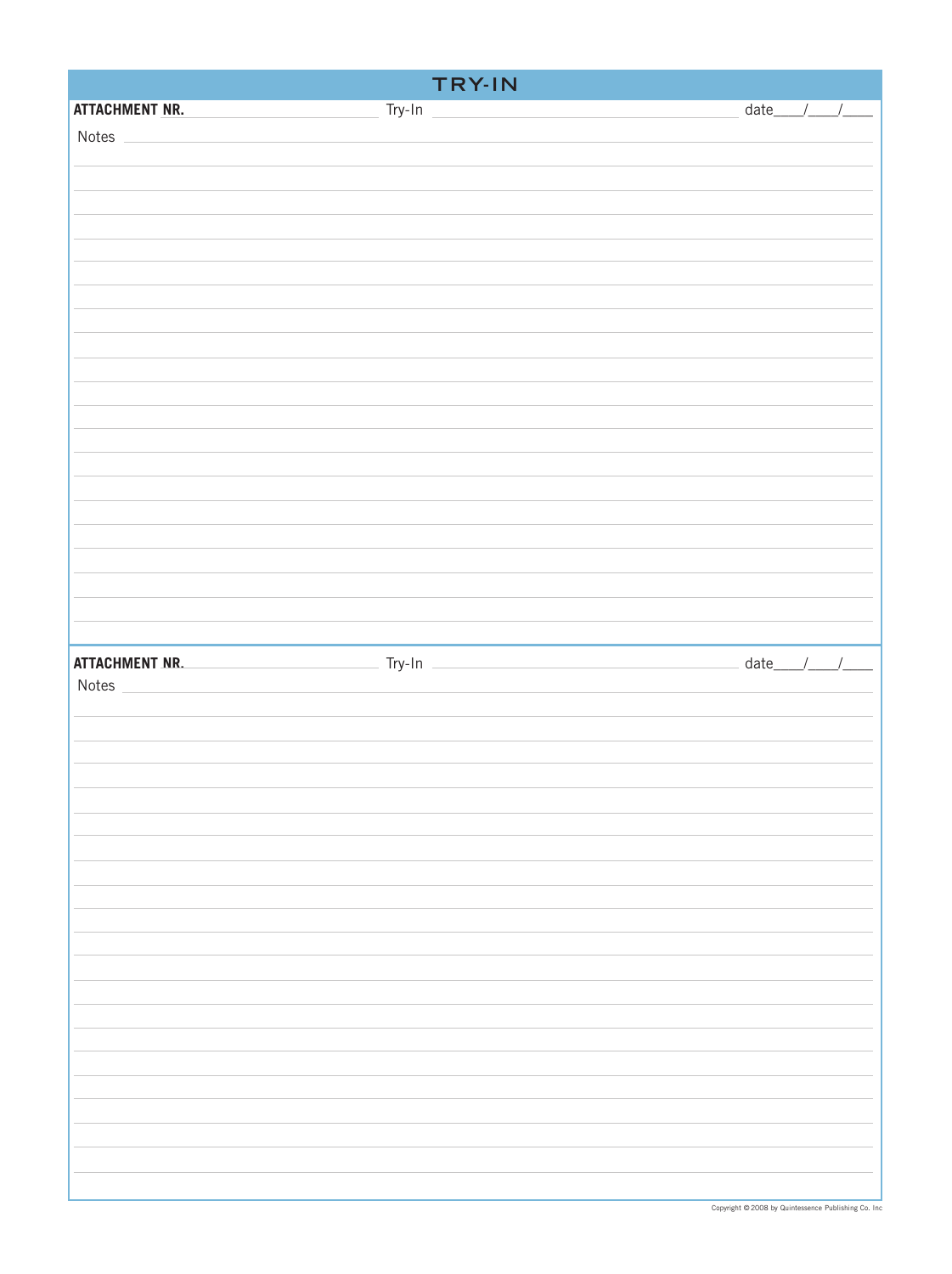# TRY-IN

**ATTACHMENT NR.** ________________ Try-In ________________ date____/____/____

Notes ________________

**ATTACHMENT NR.** ________________ Try-In ________________ date____/____/____

Notes ________________

Copyright © 2008 by Quintessence Publishing Co. Inc